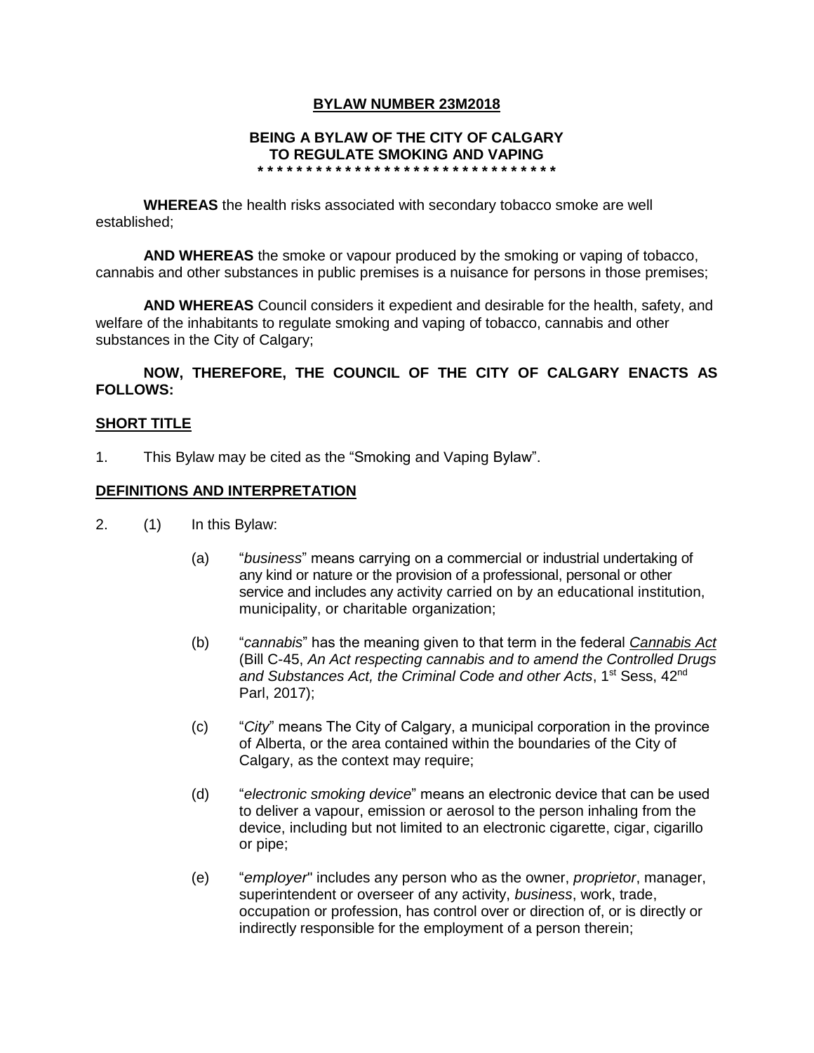**BYLAW NUMBER 23M2018**

**BEING A BYLAW OF THE CITY OF CALGARY TO REGULATE SMOKING AND VAPING**

*******************************

**WHEREAS** the health risks associated with secondary tobacco smoke are well established;

**AND WHEREAS** the smoke or vapour produced by the smoking or vaping of tobacco, cannabis and other substances in public premises is a nuisance for persons in those premises;

**AND WHEREAS** Council considers it expedient and desirable for the health, safety, and welfare of the inhabitants to regulate smoking and vaping of tobacco, cannabis and other substances in the City of Calgary;

**NOW, THEREFORE, THE COUNCIL OF THE CITY OF CALGARY ENACTS AS FOLLOWS:**

## SHORT TITLE

1. This Bylaw may be cited as the "Smoking and Vaping Bylaw".

## DEFINITIONS AND INTERPRETATION

2. (1) In this Bylaw:

   (a) "*business*" means carrying on a commercial or industrial undertaking of any kind or nature or the provision of a professional, personal or other service and includes any activity carried on by an educational institution, municipality, or charitable organization;

   (b) "*cannabis*" has the meaning given to that term in the federal *Cannabis Act* (Bill C-45, *An Act respecting cannabis and to amend the Controlled Drugs and Substances Act, the Criminal Code and other Acts*, 1st Sess, 42nd Parl, 2017);

   (c) "*City*" means The City of Calgary, a municipal corporation in the province of Alberta, or the area contained within the boundaries of the City of Calgary, as the context may require;

   (d) "*electronic smoking device*" means an electronic device that can be used to deliver a vapour, emission or aerosol to the person inhaling from the device, including but not limited to an electronic cigarette, cigar, cigarillo or pipe;

   (e) "*employer*" includes any person who as the owner, *proprietor*, manager, superintendent or overseer of any activity, *business*, work, trade, occupation or profession, has control over or direction of, or is directly or indirectly responsible for the employment of a person therein;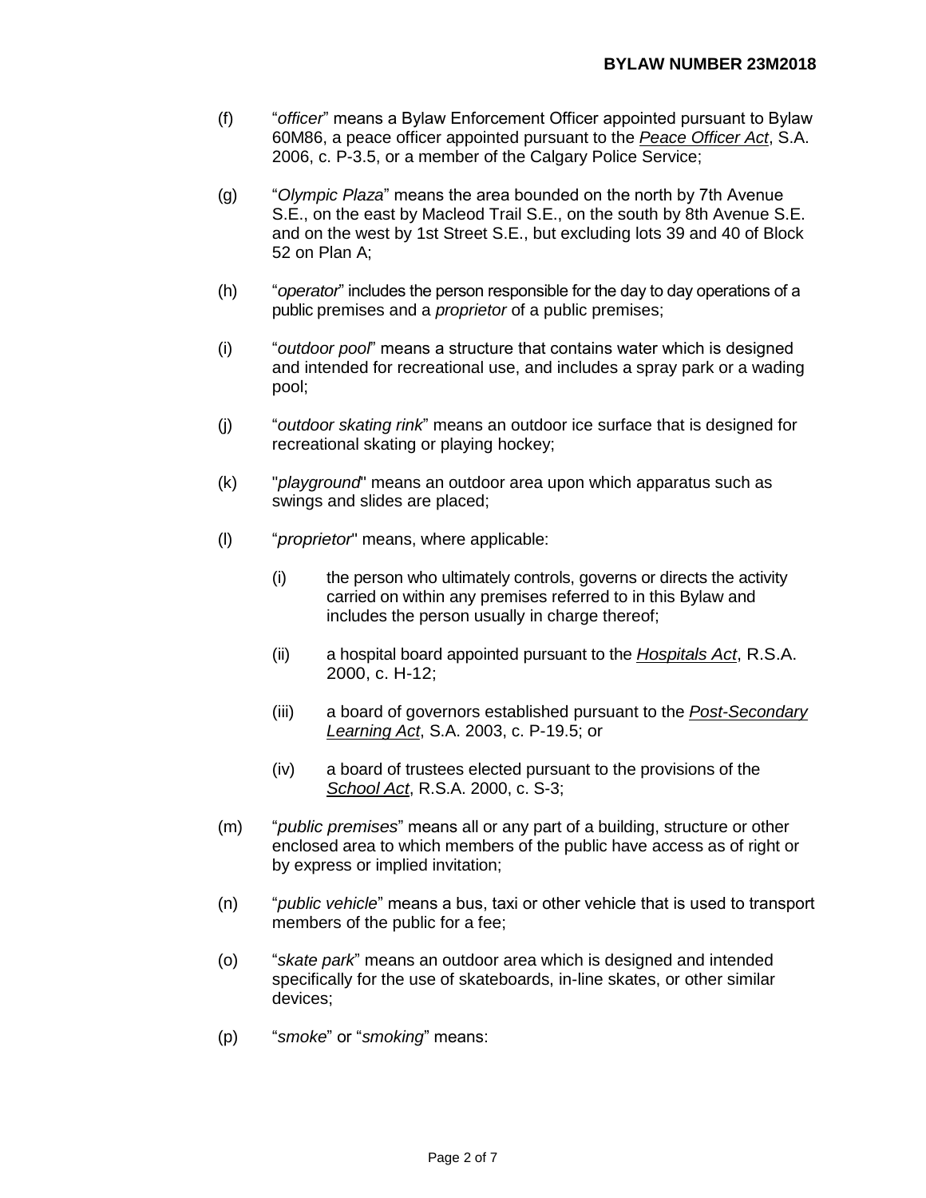(f) "*officer*" means a Bylaw Enforcement Officer appointed pursuant to Bylaw 60M86, a peace officer appointed pursuant to the *Peace Officer Act*, S.A. 2006, c. P-3.5, or a member of the Calgary Police Service;

(g) "*Olympic Plaza*" means the area bounded on the north by 7th Avenue S.E., on the east by Macleod Trail S.E., on the south by 8th Avenue S.E. and on the west by 1st Street S.E., but excluding lots 39 and 40 of Block 52 on Plan A;

(h) "*operator*" includes the person responsible for the day to day operations of a public premises and a *proprietor* of a public premises;

(i) "*outdoor pool*" means a structure that contains water which is designed and intended for recreational use, and includes a spray park or a wading pool;

(j) "*outdoor skating rink*" means an outdoor ice surface that is designed for recreational skating or playing hockey;

(k) "*playground*" means an outdoor area upon which apparatus such as swings and slides are placed;

(l) "*proprietor*" means, where applicable:

   (i) the person who ultimately controls, governs or directs the activity carried on within any premises referred to in this Bylaw and includes the person usually in charge thereof;

   (ii) a hospital board appointed pursuant to the *Hospitals Act*, R.S.A. 2000, c. H-12;

   (iii) a board of governors established pursuant to the *Post-Secondary Learning Act*, S.A. 2003, c. P-19.5; or

   (iv) a board of trustees elected pursuant to the provisions of the *School Act*, R.S.A. 2000, c. S-3;

(m) "*public premises*" means all or any part of a building, structure or other enclosed area to which members of the public have access as of right or by express or implied invitation;

(n) "*public vehicle*" means a bus, taxi or other vehicle that is used to transport members of the public for a fee;

(o) "*skate park*" means an outdoor area which is designed and intended specifically for the use of skateboards, in-line skates, or other similar devices;

(p) "*smoke*" or "*smoking*" means: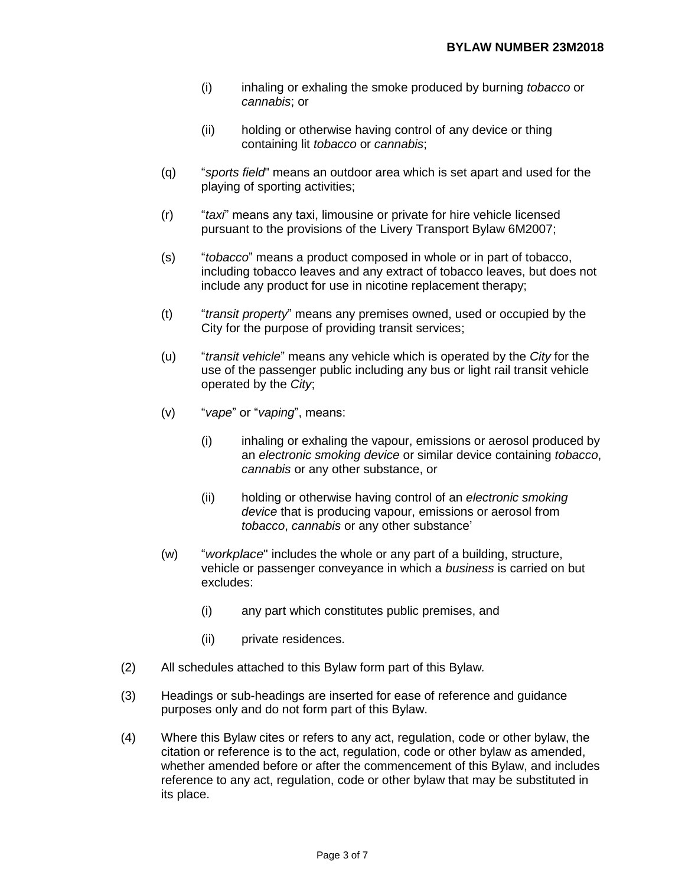(i) inhaling or exhaling the smoke produced by burning *tobacco* or *cannabis*; or

(ii) holding or otherwise having control of any device or thing containing lit *tobacco* or *cannabis*;

(q) "*sports field*" means an outdoor area which is set apart and used for the playing of sporting activities;

(r) "*taxi*" means any taxi, limousine or private for hire vehicle licensed pursuant to the provisions of the Livery Transport Bylaw 6M2007;

(s) "*tobacco*" means a product composed in whole or in part of tobacco, including tobacco leaves and any extract of tobacco leaves, but does not include any product for use in nicotine replacement therapy;

(t) "*transit property*" means any premises owned, used or occupied by the City for the purpose of providing transit services;

(u) "*transit vehicle*" means any vehicle which is operated by the *City* for the use of the passenger public including any bus or light rail transit vehicle operated by the *City*;

(v) "*vape*" or "*vaping*", means:

(i) inhaling or exhaling the vapour, emissions or aerosol produced by an *electronic smoking device* or similar device containing *tobacco*, *cannabis* or any other substance, or

(ii) holding or otherwise having control of an *electronic smoking device* that is producing vapour, emissions or aerosol from *tobacco*, *cannabis* or any other substance'

(w) "*workplace*" includes the whole or any part of a building, structure, vehicle or passenger conveyance in which a *business* is carried on but excludes:

(i) any part which constitutes public premises, and

(ii) private residences.

(2) All schedules attached to this Bylaw form part of this Bylaw.

(3) Headings or sub-headings are inserted for ease of reference and guidance purposes only and do not form part of this Bylaw.

(4) Where this Bylaw cites or refers to any act, regulation, code or other bylaw, the citation or reference is to the act, regulation, code or other bylaw as amended, whether amended before or after the commencement of this Bylaw, and includes reference to any act, regulation, code or other bylaw that may be substituted in its place.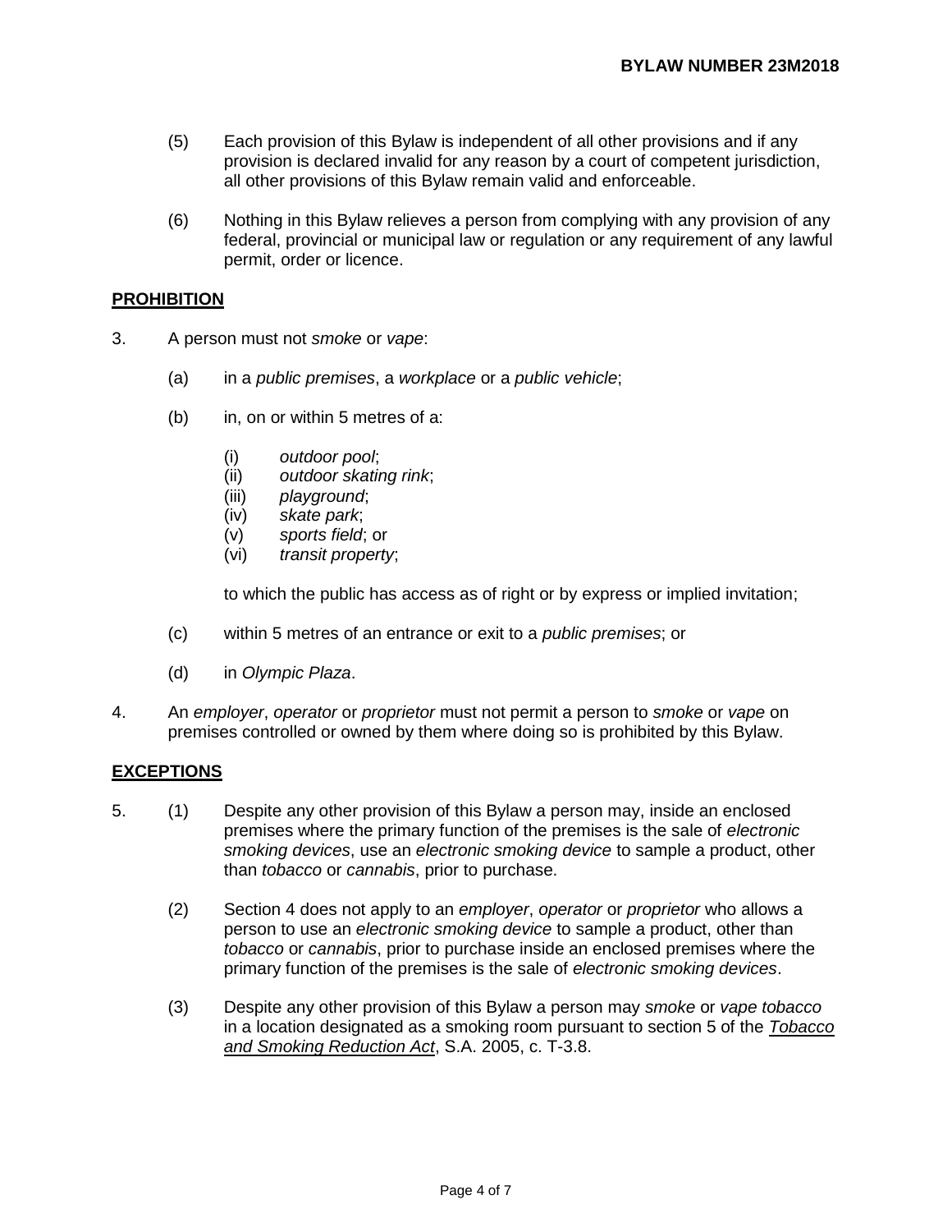(5) Each provision of this Bylaw is independent of all other provisions and if any provision is declared invalid for any reason by a court of competent jurisdiction, all other provisions of this Bylaw remain valid and enforceable.

(6) Nothing in this Bylaw relieves a person from complying with any provision of any federal, provincial or municipal law or regulation or any requirement of any lawful permit, order or licence.

**PROHIBITION**

3. A person must not *smoke* or *vape*:

   (a) in a *public premises*, a *workplace* or a *public vehicle*;

   (b) in, on or within 5 metres of a:

      (i) *outdoor pool*;
      (ii) *outdoor skating rink*;
      (iii) *playground*;
      (iv) *skate park*;
      (v) *sports field*; or
      (vi) *transit property*;

   to which the public has access as of right or by express or implied invitation;

   (c) within 5 metres of an entrance or exit to a *public premises*; or

   (d) in *Olympic Plaza*.

4. An *employer*, *operator* or *proprietor* must not permit a person to *smoke* or *vape* on premises controlled or owned by them where doing so is prohibited by this Bylaw.

**EXCEPTIONS**

5. (1) Despite any other provision of this Bylaw a person may, inside an enclosed premises where the primary function of the premises is the sale of *electronic smoking devices*, use an *electronic smoking device* to sample a product, other than *tobacco* or *cannabis*, prior to purchase.

   (2) Section 4 does not apply to an *employer*, *operator* or *proprietor* who allows a person to use an *electronic smoking device* to sample a product, other than *tobacco* or *cannabis*, prior to purchase inside an enclosed premises where the primary function of the premises is the sale of *electronic smoking devices*.

   (3) Despite any other provision of this Bylaw a person may *smoke* or *vape tobacco* in a location designated as a smoking room pursuant to section 5 of the *Tobacco and Smoking Reduction Act*, S.A. 2005, c. T-3.8.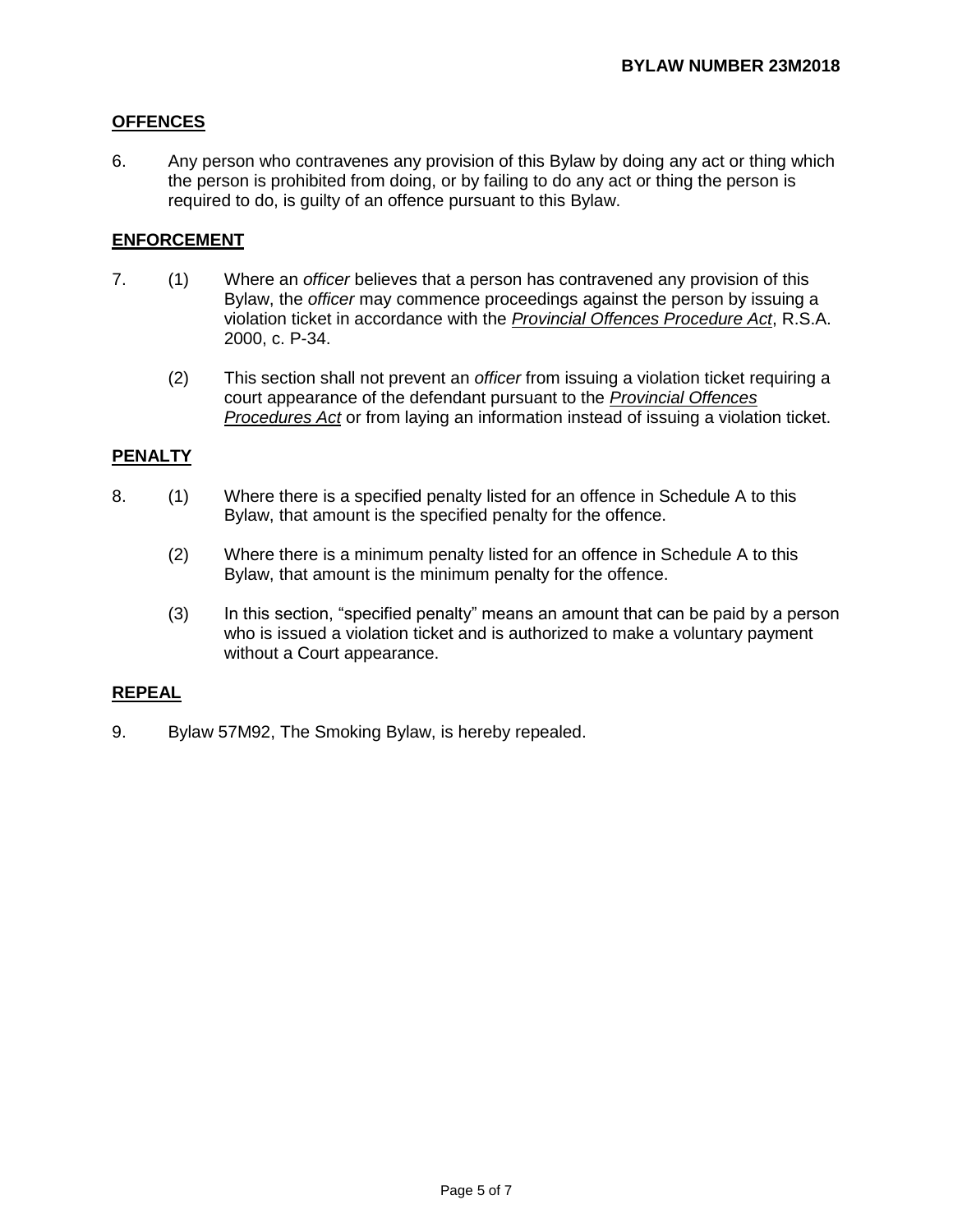## OFFENCES

6. Any person who contravenes any provision of this Bylaw by doing any act or thing which the person is prohibited from doing, or by failing to do any act or thing the person is required to do, is guilty of an offence pursuant to this Bylaw.

## ENFORCEMENT

7. (1) Where an *officer* believes that a person has contravened any provision of this Bylaw, the *officer* may commence proceedings against the person by issuing a violation ticket in accordance with the *Provincial Offences Procedure Act*, R.S.A. 2000, c. P-34.

   (2) This section shall not prevent an *officer* from issuing a violation ticket requiring a court appearance of the defendant pursuant to the *Provincial Offences Procedures Act* or from laying an information instead of issuing a violation ticket.

## PENALTY

8. (1) Where there is a specified penalty listed for an offence in Schedule A to this Bylaw, that amount is the specified penalty for the offence.

   (2) Where there is a minimum penalty listed for an offence in Schedule A to this Bylaw, that amount is the minimum penalty for the offence.

   (3) In this section, "specified penalty" means an amount that can be paid by a person who is issued a violation ticket and is authorized to make a voluntary payment without a Court appearance.

## REPEAL

9. Bylaw 57M92, The Smoking Bylaw, is hereby repealed.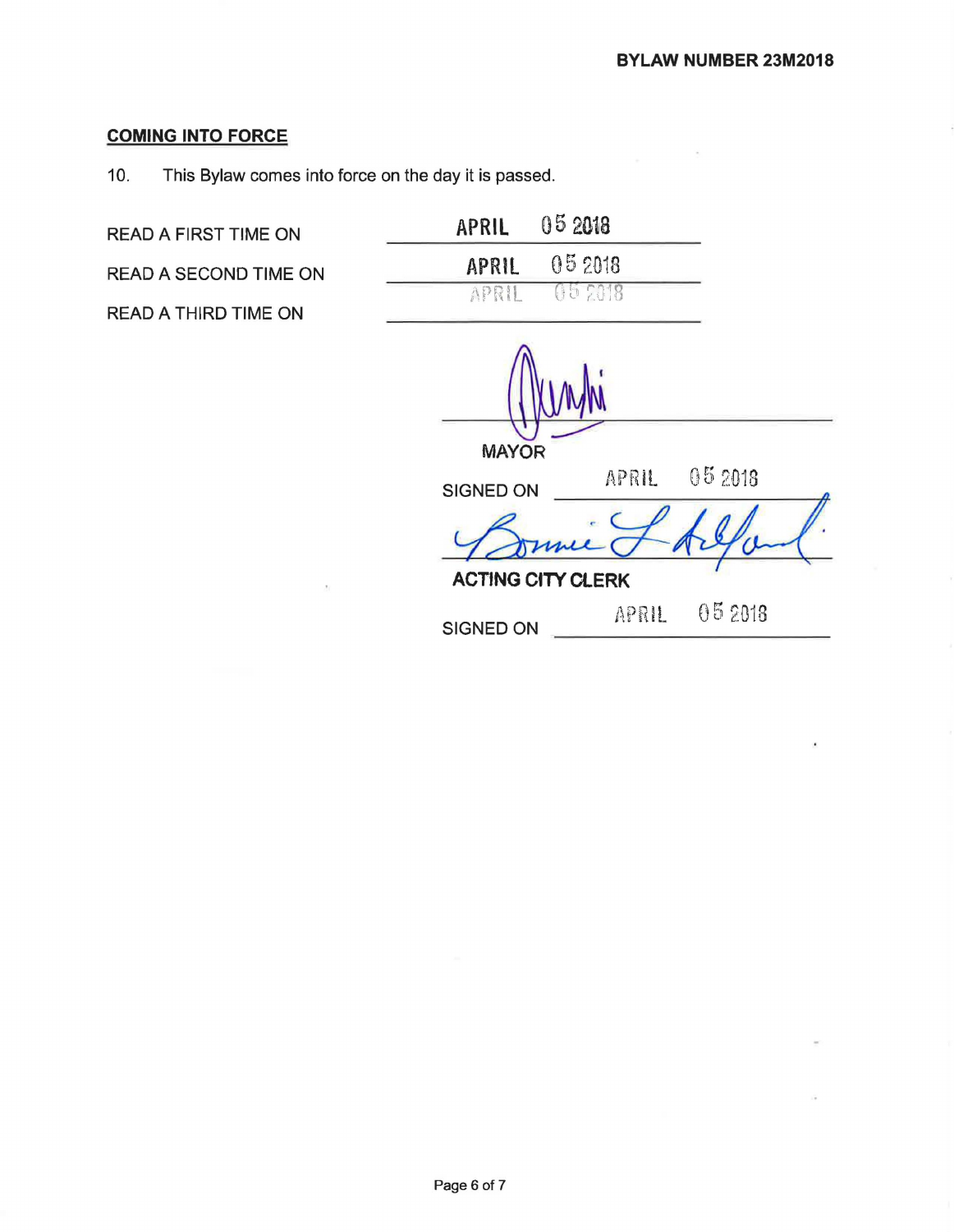## COMING INTO FORCE

10. This Bylaw comes into force on the day it is passed.

READ A FIRST TIME ON APRIL 05 2018

READ A SECOND TIME ON APRIL 05 2018

READ A THIRD TIME ON APRIL 05 2018

MAYOR

SIGNED ON APRIL 05 2018

ACTING CITY CLERK

SIGNED ON APRIL 05 2018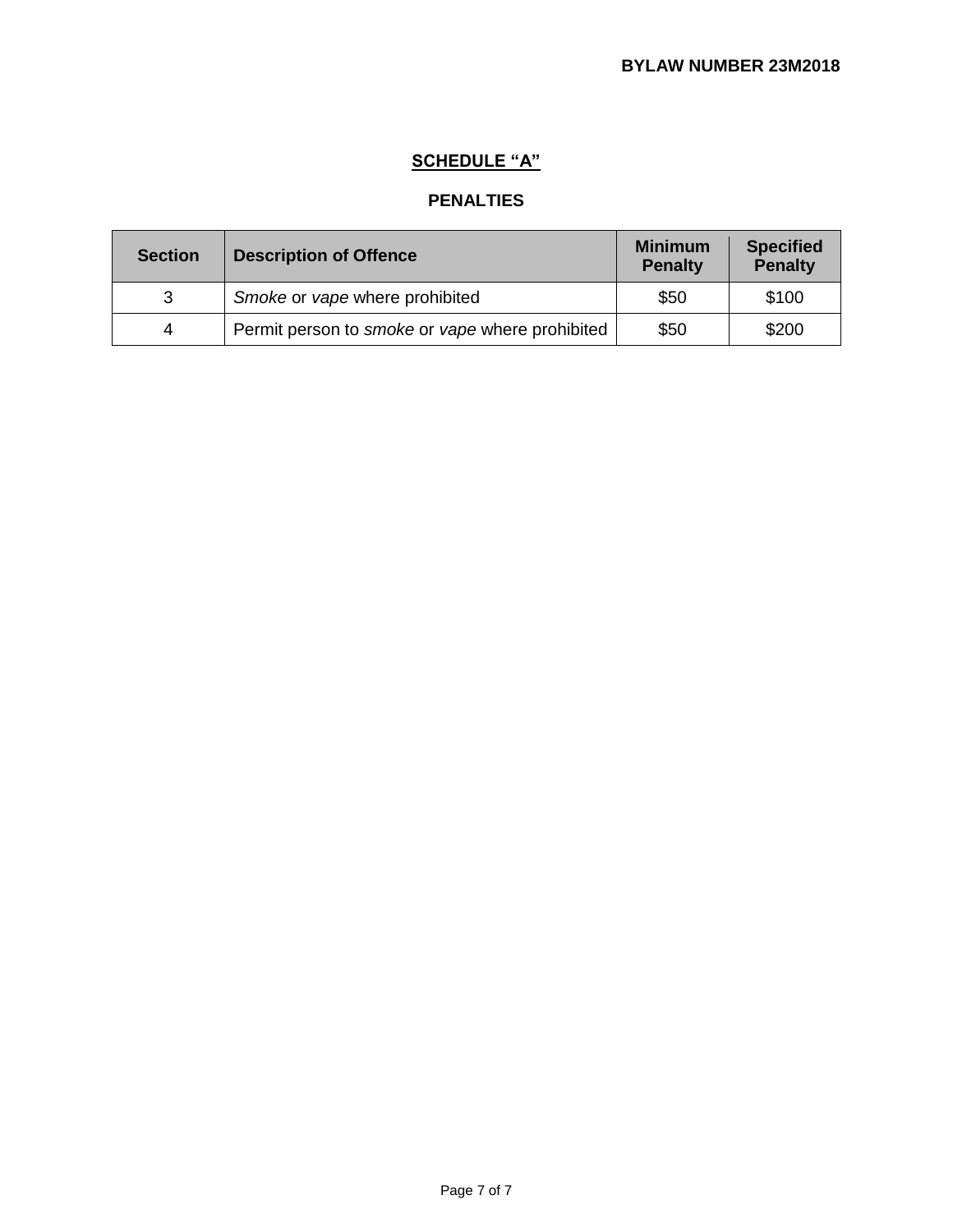## SCHEDULE "A"

### PENALTIES

| Section | Description of Offence | Minimum Penalty | Specified Penalty |
|---|---|---|---|
| 3 | *Smoke* or *vape* where prohibited | $50 | $100 |
| 4 | Permit person to *smoke* or *vape* where prohibited | $50 | $200 |